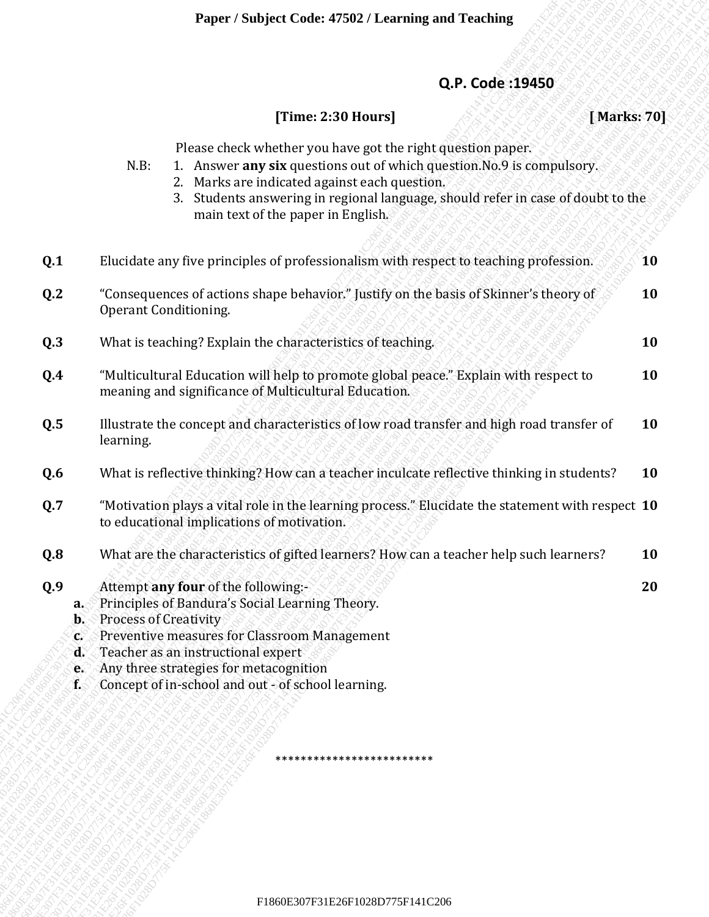**Paper / Subject Code: 47502 / Learning and Teaching**

**Q.P. Code :19450**

**[Time: 2:30 Hours]** **[ Marks: 70]**

Please check whether you have got the right question paper.

N.B:
1. Answer **any six** questions out of which question.No.9 is compulsory.
2. Marks are indicated against each question.
3. Students answering in regional language, should refer in case of doubt to the main text of the paper in English.

| | | |
|---|---|---|
| **Q.1** | Elucidate any five principles of professionalism with respect to teaching profession. | **10** |
| **Q.2** | "Consequences of actions shape behavior." Justify on the basis of Skinner's theory of Operant Conditioning. | **10** |
| **Q.3** | What is teaching? Explain the characteristics of teaching. | **10** |
| **Q.4** | "Multicultural Education will help to promote global peace." Explain with respect to meaning and significance of Multicultural Education. | **10** |
| **Q.5** | Illustrate the concept and characteristics of low road transfer and high road transfer of learning. | **10** |
| **Q.6** | What is reflective thinking? How can a teacher inculcate reflective thinking in students? | **10** |
| **Q.7** | "Motivation plays a vital role in the learning process." Elucidate the statement with respect to educational implications of motivation. | **10** |
| **Q.8** | What are the characteristics of gifted learners? How can a teacher help such learners? | **10** |
| **Q.9** | Attempt **any four** of the following:- | **20** |

**a.** Principles of Bandura's Social Learning Theory.
**b.** Process of Creativity
**c.** Preventive measures for Classroom Management
**d.** Teacher as an instructional expert
**e.** Any three strategies for metacognition
**f.** Concept of in-school and out - of school learning.

*************************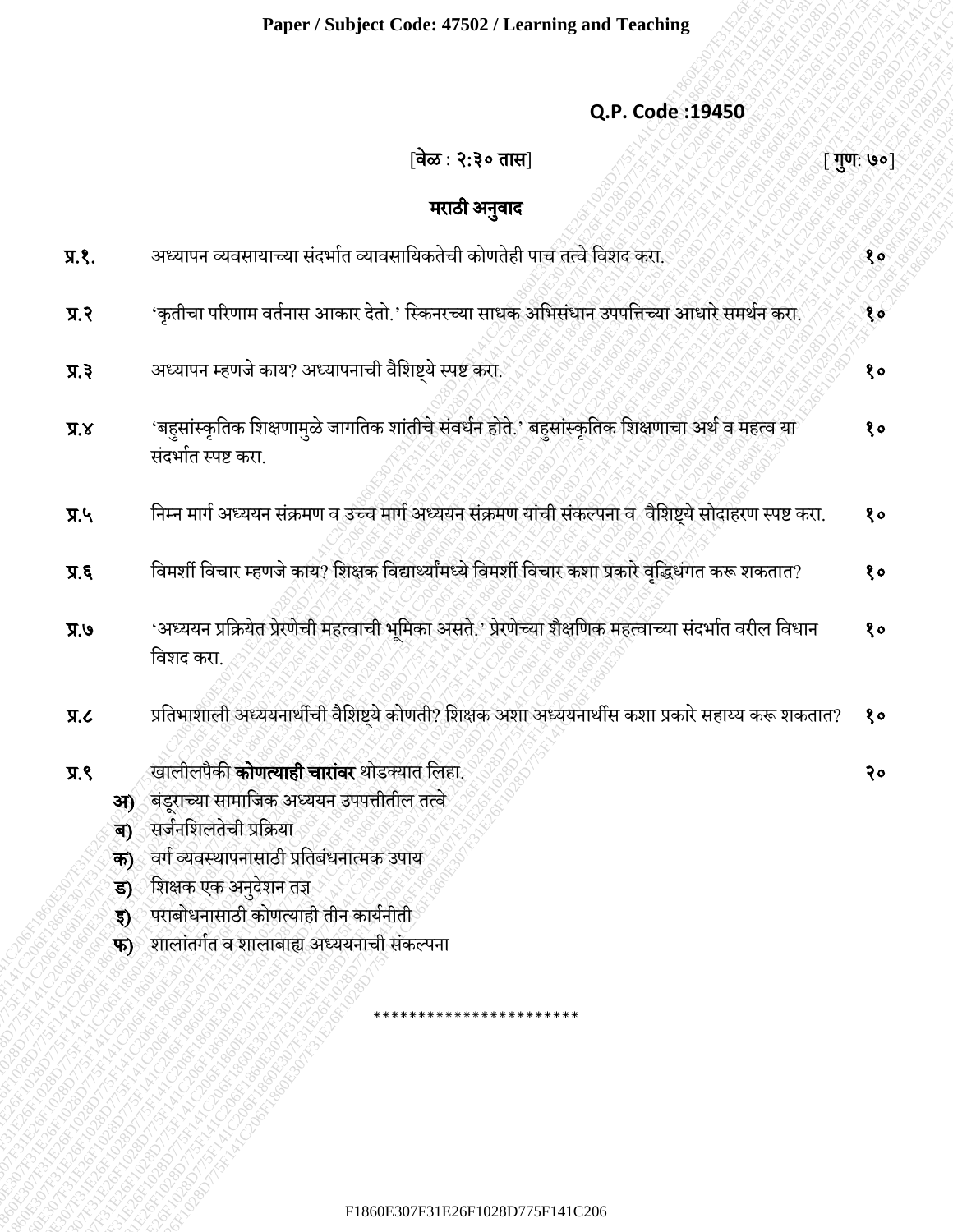**Q.P. Code :19450**

[**वेळ** : **२:३० तास**] [**गुण**: **७०**]

**मराठी अनुवाद**

**प्र.१.** अध्यापन व्यवसायाच्या संदर्भात व्यावसायिकतेची कोणतेही पाच तत्वे विशद करा. **१०**

**प्र.२** 'कृतीचा परिणाम वर्तनास आकार देतो.' स्किनरच्या साधक अभिसंधान उपपत्तिच्या आधारे समर्थन करा. **१०**

**प्र.३** अध्यापन म्हणजे काय? अध्यापनाची वैशिष्ट्ये स्पष्ट करा. **१०**

**प्र.४** 'बहुसांस्कृतिक शिक्षणामुळे जागतिक शांतीचे संवर्धन होते.' बहुसांस्कृतिक शिक्षणाचा अर्थ व महत्व या संदर्भात स्पष्ट करा. **१०**

**प्र.५** निम्न मार्ग अध्ययन संक्रमण व उच्च मार्ग अध्ययन संक्रमण यांची संकल्पना व वैशिष्ट्ये सोदाहरण स्पष्ट करा. **१०**

**प्र.६** विमर्शी विचार म्हणजे काय? शिक्षक विद्यार्थ्यांमध्ये विमर्शी विचार कशा प्रकारे वृद्धिधंगत करू शकतात? **१०**

**प्र.७** 'अध्ययन प्रक्रियेत प्रेरणेची महत्वाची भूमिका असते.' प्रेरणेच्या शैक्षणिक महत्वाच्या संदर्भात वरील विधान विशद करा. **१०**

**प्र.८** प्रतिभाशाली अध्ययनार्थीची वैशिष्ट्ये कोणती? शिक्षक अशा अध्ययनार्थीस कशा प्रकारे सहाय्य करू शकतात? **१०**

**प्र.९** खालीलपैकी **कोणत्याही चारांवर** थोडक्यात लिहा. **२०**

**अ)** बंडूराच्या सामाजिक अध्ययन उपपत्तीतील तत्वे

**ब)** सर्जनशिलतेची प्रक्रिया

**क)** वर्ग व्यवस्थापनासाठी प्रतिबंधनात्मक उपाय

**ड)** शिक्षक एक अनुदेशन तज्ञ

**इ)** पराबोधनासाठी कोणत्याही तीन कार्यनीती

**फ)** शालांतर्गत व शालाबाह्य अध्ययनाची संकल्पना

**********************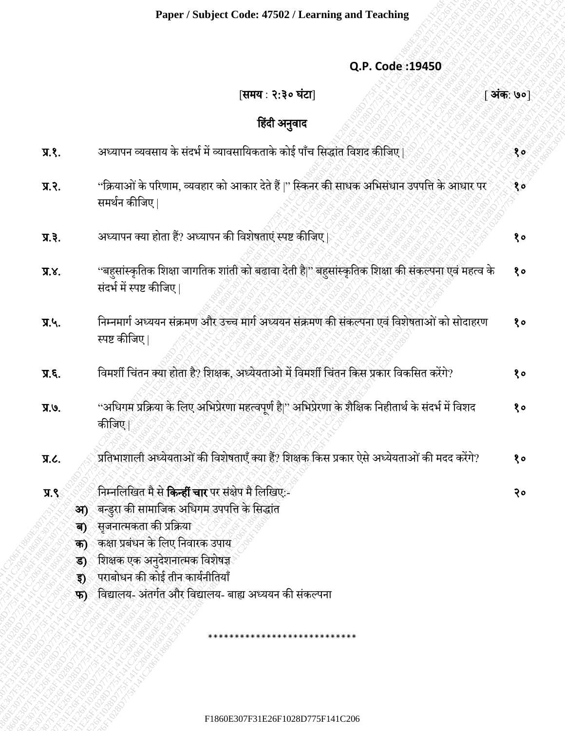**Paper / Subject Code: 47502 / Learning and Teaching**

**Q.P. Code :19450**

[**समय** : २:३० घंटा] [ **अंक**: ७०]

## हिंदी अनुवाद

| | | |
|---|---|---|
| **प्र.१.** | अध्यापन व्यवसाय के संदर्भ में व्यावसायिकताके कोई पाँच सिद्धांत विशद कीजिए | | १० |
| **प्र.२.** | "क्रियाओं के परिणाम, व्यवहार को आकार देते हैं |" स्किनर की साधक अभिसंधान उपपत्ति के आधार पर समर्थन कीजिए | | १० |
| **प्र.३.** | अध्यापन क्या होता हैं? अध्यापन की विशेषताएं स्पष्ट कीजिए | | १० |
| **प्र.४.** | "बहुसांस्कृतिक शिक्षा जागतिक शांती को बढावा देती है|" बहुसांस्कृतिक शिक्षा की संकल्पना एवं महत्व के संदर्भ में स्पष्ट कीजिए | | १० |
| **प्र.५.** | निम्नमार्ग अध्ययन संक्रमण और उच्च मार्ग अध्ययन संक्रमण की संकल्पना एवं विशेषताओं को सोदाहरण स्पष्ट कीजिए | | १० |
| **प्र.६.** | विमर्शी चिंतन क्या होता है? शिक्षक, अध्येयताओ में विमर्शी चिंतन किस प्रकार विकसित करेंगे? | १० |
| **प्र.७.** | "अधिगम प्रक्रिया के लिए अभिप्रेरणा महत्वपूर्ण है|" अभिप्रेरणा के शैक्षिक निहीतार्थ के संदर्भ में विशद कीजिए | | १० |
| **प्र.८.** | प्रतिभाशाली अध्येयताओं की विशेषताएँ क्या हैं? शिक्षक किस प्रकार ऐसे अध्येयताओं की मदद करेंगे? | १० |
| **प्र.९** | निम्नलिखित मै से **किन्हीं चार** पर संक्षेप मै लिखिए:- | २० |

**अ)** बन्डुरा की सामाजिक अधिगम उपपत्ति के सिद्धांत

**ब)** सृजनात्मकता की प्रक्रिया

**क)** कक्षा प्रबंधन के लिए निवारक उपाय

**ड)** शिक्षक एक अनुदेशनात्मक विशेषज्ञ

**इ)** पराबोधन की कोई तीन कार्यनीतियाँ

**फ)** विद्यालय- अंतर्गत और विद्यालय- बाह्य अध्ययन की संकल्पना

\*\*\*\*\*\*\*\*\*\*\*\*\*\*\*\*\*\*\*\*\*\*\*\*\*\*\*\*